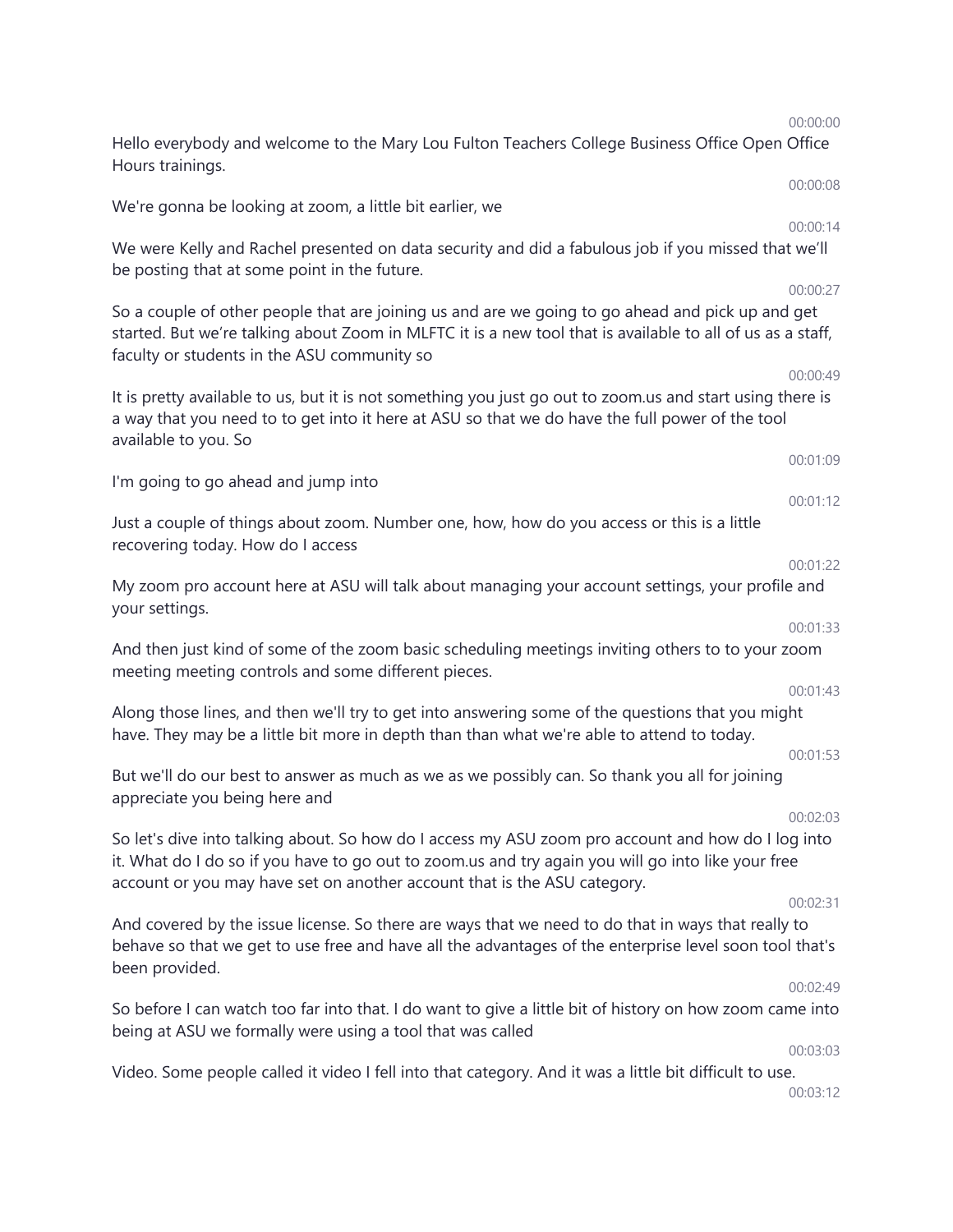00:00:00

Hello everybody and welcome to the Mary Lou Fulton Teachers College Business Office Open Office Hours trainings.

00:00:08

We're gonna be looking at zoom, a little bit earlier, we

00:00:14

We were Kelly and Rachel presented on data security and did a fabulous job if you missed that we'll be posting that at some point in the future.

00:00:27

So a couple of other people that are joining us and are we going to go ahead and pick up and get started. But we're talking about Zoom in MLFTC it is a new tool that is available to all of us as a staff, faculty or students in the ASU community so

00:00:49

It is pretty available to us, but it is not something you just go out to zoom.us and start using there is a way that you need to to get into it here at ASU so that we do have the full power of the tool available to you. So

00:01:09

I'm going to go ahead and jump into

00:01:12

Just a couple of things about zoom. Number one, how, how do you access or this is a little recovering today. How do I access

00:01:22

My zoom pro account here at ASU will talk about managing your account settings, your profile and your settings.

00:01:33

And then just kind of some of the zoom basic scheduling meetings inviting others to to your zoom meeting meeting controls and some different pieces.

00:01:43

Along those lines, and then we'll try to get into answering some of the questions that you might have. They may be a little bit more in depth than than what we're able to attend to today.

00:01:53

But we'll do our best to answer as much as we as we possibly can. So thank you all for joining appreciate you being here and

00:02:03

So let's dive into talking about. So how do I access my ASU zoom pro account and how do I log into it. What do I do so if you have to go out to zoom.us and try again you will go into like your free account or you may have set on another account that is the ASU category.

00:02:31

And covered by the issue license. So there are ways that we need to do that in ways that really to behave so that we get to use free and have all the advantages of the enterprise level soon tool that's been provided.

00:02:49

So before I can watch too far into that. I do want to give a little bit of history on how zoom came into being at ASU we formally were using a tool that was called

00:03:03

Video. Some people called it video I fell into that category. And it was a little bit difficult to use.

00:03:12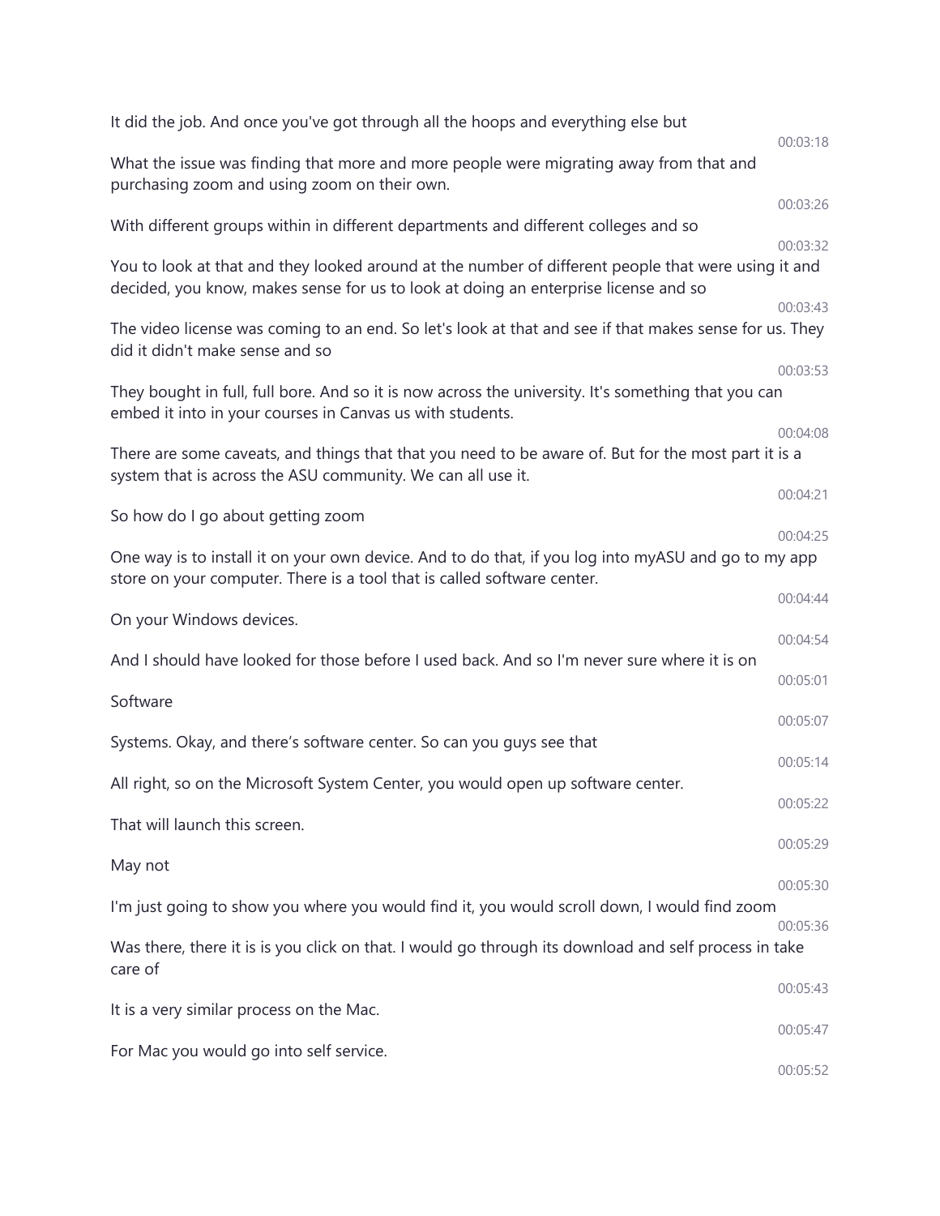It did the job. And once you've got through all the hoops and everything else but

00:03:18

What the issue was finding that more and more people were migrating away from that and purchasing zoom and using zoom on their own.

00:03:26

With different groups within in different departments and different colleges and so

00:03:32

You to look at that and they looked around at the number of different people that were using it and decided, you know, makes sense for us to look at doing an enterprise license and so

00:03:43

The video license was coming to an end. So let's look at that and see if that makes sense for us. They did it didn't make sense and so

00:03:53

They bought in full, full bore. And so it is now across the university. It's something that you can embed it into in your courses in Canvas us with students.

00:04:08

There are some caveats, and things that that you need to be aware of. But for the most part it is a system that is across the ASU community. We can all use it.

00:04:21

So how do I go about getting zoom

00:04:25

One way is to install it on your own device. And to do that, if you log into myASU and go to my app store on your computer. There is a tool that is called software center.

00:04:44

On your Windows devices.

00:04:54

And I should have looked for those before I used back. And so I'm never sure where it is on

00:05:01

Software

00:05:07

Systems. Okay, and there's software center. So can you guys see that

00:05:14

All right, so on the Microsoft System Center, you would open up software center.

00:05:22

That will launch this screen.

00:05:29

May not

00:05:30

I'm just going to show you where you would find it, you would scroll down, I would find zoom

00:05:36

Was there, there it is is you click on that. I would go through its download and self process in take care of

00:05:43

It is a very similar process on the Mac.

00:05:47

For Mac you would go into self service.

00:05:52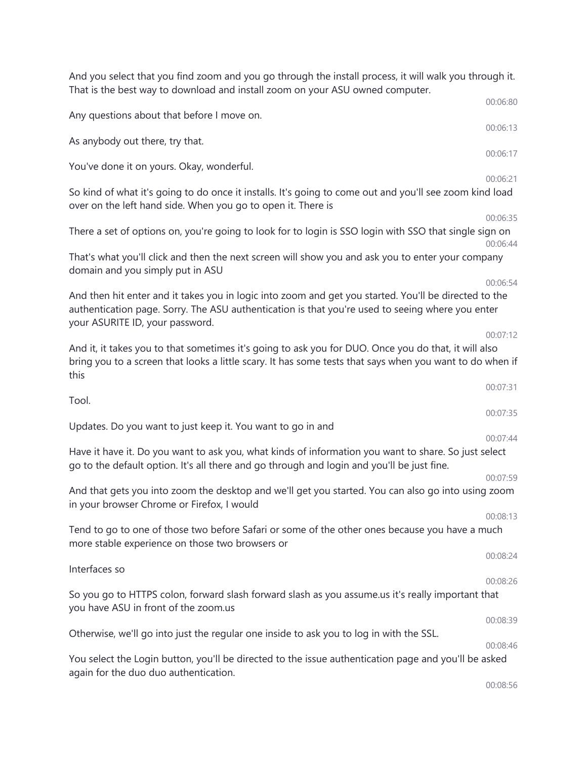And you select that you find zoom and you go through the install process, it will walk you through it. That is the best way to download and install zoom on your ASU owned computer.

00:06:80

Any questions about that before I move on.

00:06:13

As anybody out there, try that.

00:06:17

You've done it on yours. Okay, wonderful.

00:06:21

So kind of what it's going to do once it installs. It's going to come out and you'll see zoom kind load over on the left hand side. When you go to open it. There is

00:06:35

There a set of options on, you're going to look for to login is SSO login with SSO that single sign on

00:06:44

That's what you'll click and then the next screen will show you and ask you to enter your company domain and you simply put in ASU

00:06:54

And then hit enter and it takes you in logic into zoom and get you started. You'll be directed to the authentication page. Sorry. The ASU authentication is that you're used to seeing where you enter your ASURITE ID, your password.

00:07:12

And it, it takes you to that sometimes it's going to ask you for DUO. Once you do that, it will also bring you to a screen that looks a little scary. It has some tests that says when you want to do when if this

00:07:31

Tool.

00:07:35

Updates. Do you want to just keep it. You want to go in and

00:07:44

Have it have it. Do you want to ask you, what kinds of information you want to share. So just select go to the default option. It's all there and go through and login and you'll be just fine.

00:07:59

And that gets you into zoom the desktop and we'll get you started. You can also go into using zoom in your browser Chrome or Firefox, I would

00:08:13

Tend to go to one of those two before Safari or some of the other ones because you have a much more stable experience on those two browsers or

00:08:24

Interfaces so

00:08:26

So you go to HTTPS colon, forward slash forward slash as you assume.us it's really important that you have ASU in front of the zoom.us

00:08:39

Otherwise, we'll go into just the regular one inside to ask you to log in with the SSL.

00:08:46

You select the Login button, you'll be directed to the issue authentication page and you'll be asked again for the duo duo authentication.

00:08:56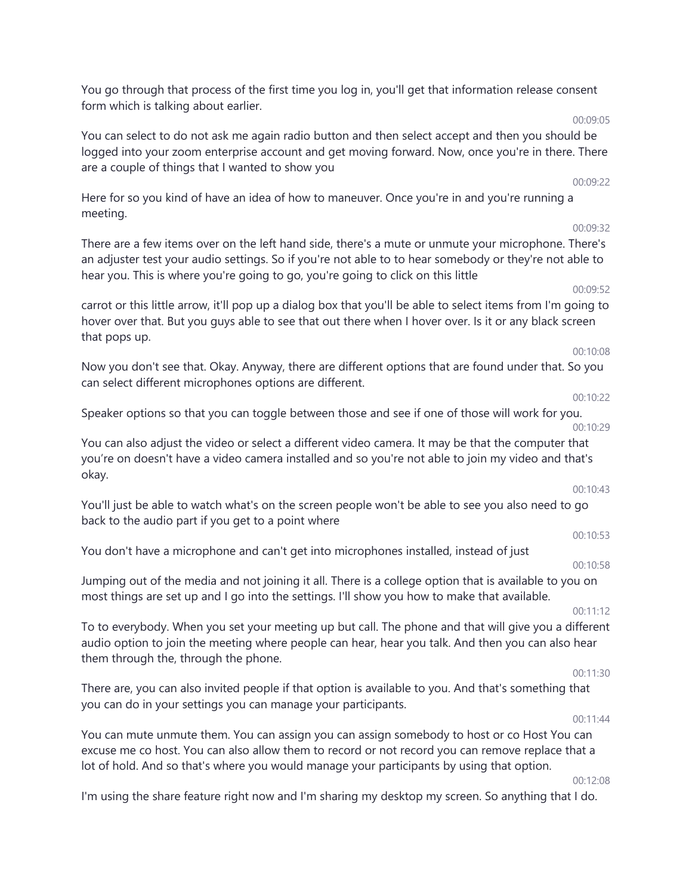You go through that process of the first time you log in, you'll get that information release consent form which is talking about earlier.

00:09:05

You can select to do not ask me again radio button and then select accept and then you should be logged into your zoom enterprise account and get moving forward. Now, once you're in there. There are a couple of things that I wanted to show you

00:09:22

Here for so you kind of have an idea of how to maneuver. Once you're in and you're running a meeting.

00:09:32

There are a few items over on the left hand side, there's a mute or unmute your microphone. There's an adjuster test your audio settings. So if you're not able to to hear somebody or they're not able to hear you. This is where you're going to go, you're going to click on this little

00:09:52

carrot or this little arrow, it'll pop up a dialog box that you'll be able to select items from I'm going to hover over that. But you guys able to see that out there when I hover over. Is it or any black screen that pops up.

00:10:08

Now you don't see that. Okay. Anyway, there are different options that are found under that. So you can select different microphones options are different.

00:10:22

Speaker options so that you can toggle between those and see if one of those will work for you.

00:10:29

You can also adjust the video or select a different video camera. It may be that the computer that you're on doesn't have a video camera installed and so you're not able to join my video and that's okay.

00:10:43

You'll just be able to watch what's on the screen people won't be able to see you also need to go back to the audio part if you get to a point where

00:10:53

You don't have a microphone and can't get into microphones installed, instead of just

00:10:58

Jumping out of the media and not joining it all. There is a college option that is available to you on most things are set up and I go into the settings. I'll show you how to make that available.

00:11:12

To to everybody. When you set your meeting up but call. The phone and that will give you a different audio option to join the meeting where people can hear, hear you talk. And then you can also hear them through the, through the phone.

00:11:30

There are, you can also invited people if that option is available to you. And that's something that you can do in your settings you can manage your participants.

00:11:44

You can mute unmute them. You can assign you can assign somebody to host or co Host You can excuse me co host. You can also allow them to record or not record you can remove replace that a lot of hold. And so that's where you would manage your participants by using that option.

00:12:08

I'm using the share feature right now and I'm sharing my desktop my screen. So anything that I do.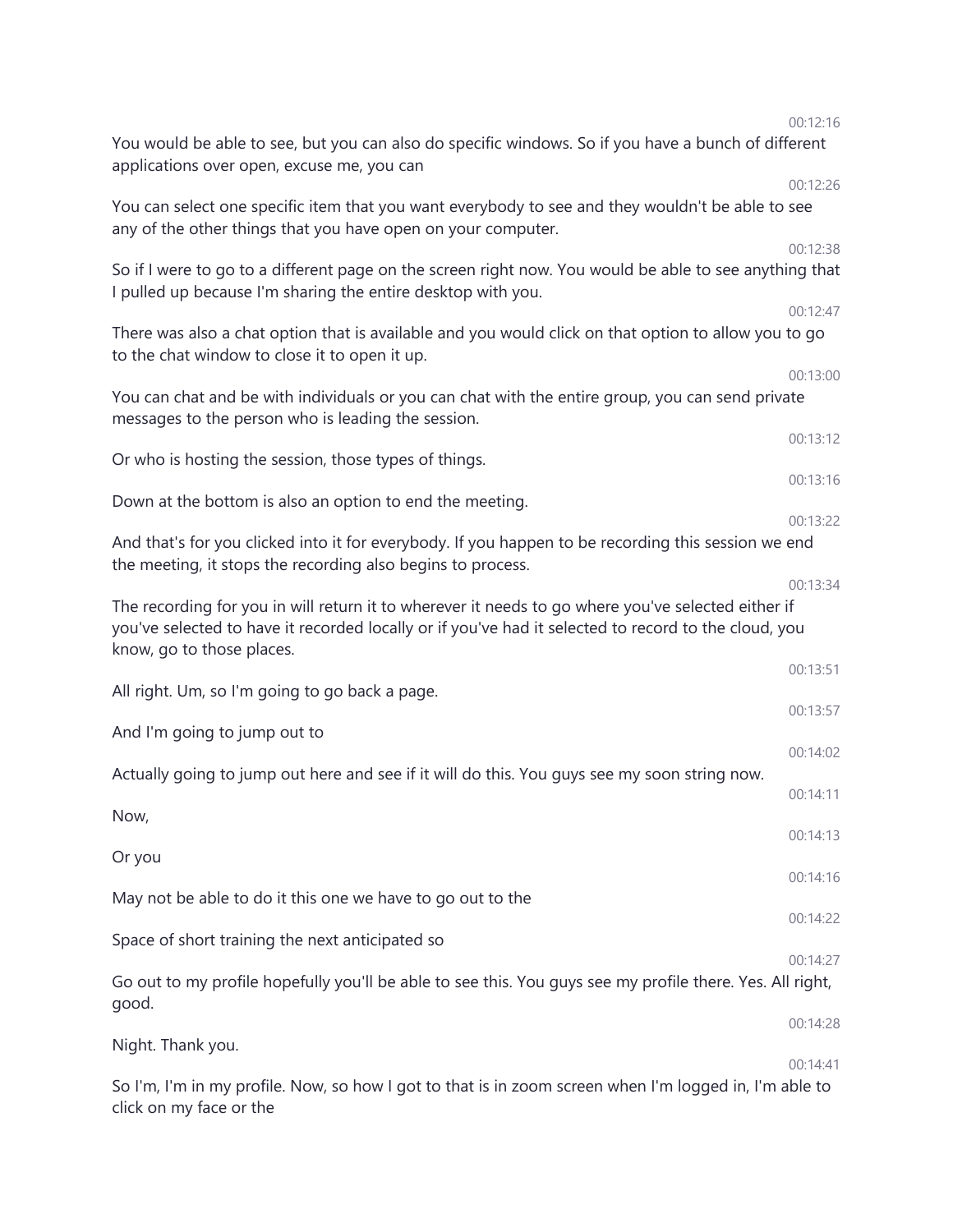00:12:16

You would be able to see, but you can also do specific windows. So if you have a bunch of different applications over open, excuse me, you can

00:12:26

You can select one specific item that you want everybody to see and they wouldn't be able to see any of the other things that you have open on your computer.

00:12:38

So if I were to go to a different page on the screen right now. You would be able to see anything that I pulled up because I'm sharing the entire desktop with you.

00:12:47

There was also a chat option that is available and you would click on that option to allow you to go to the chat window to close it to open it up.

00:13:00

You can chat and be with individuals or you can chat with the entire group, you can send private messages to the person who is leading the session.

00:13:12

Or who is hosting the session, those types of things.

00:13:16

Down at the bottom is also an option to end the meeting.

00:13:22

And that's for you clicked into it for everybody. If you happen to be recording this session we end the meeting, it stops the recording also begins to process.

00:13:34

The recording for you in will return it to wherever it needs to go where you've selected either if you've selected to have it recorded locally or if you've had it selected to record to the cloud, you know, go to those places.

00:13:51

All right. Um, so I'm going to go back a page.

00:13:57

And I'm going to jump out to

00:14:02

Actually going to jump out here and see if it will do this. You guys see my soon string now.

00:14:11

Now,

00:14:13

Or you

00:14:16

May not be able to do it this one we have to go out to the

00:14:22

Space of short training the next anticipated so

00:14:27

Go out to my profile hopefully you'll be able to see this. You guys see my profile there. Yes. All right, good.

00:14:28

Night. Thank you.

00:14:41

So I'm, I'm in my profile. Now, so how I got to that is in zoom screen when I'm logged in, I'm able to click on my face or the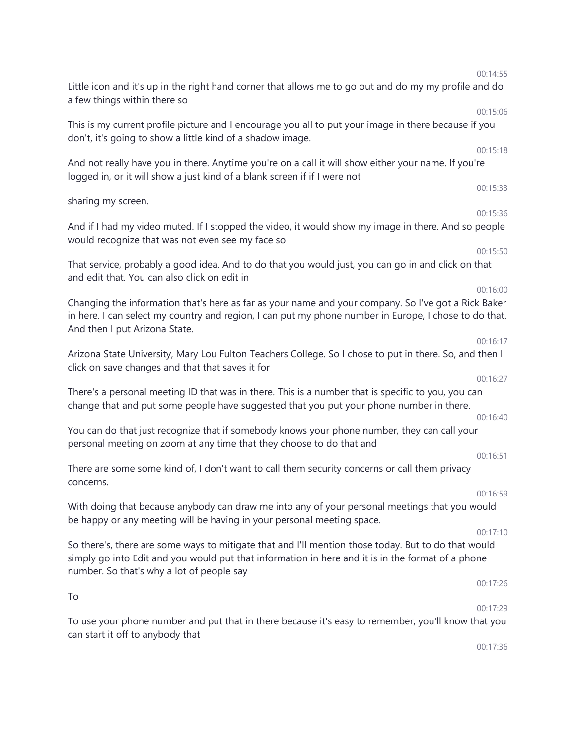00:14:55

Little icon and it's up in the right hand corner that allows me to go out and do my my profile and do a few things within there so

00:15:06

This is my current profile picture and I encourage you all to put your image in there because if you don't, it's going to show a little kind of a shadow image.

00:15:18

And not really have you in there. Anytime you're on a call it will show either your name. If you're logged in, or it will show a just kind of a blank screen if if I were not

00:15:33

sharing my screen.

00:15:36

And if I had my video muted. If I stopped the video, it would show my image in there. And so people would recognize that was not even see my face so

00:15:50

That service, probably a good idea. And to do that you would just, you can go in and click on that and edit that. You can also click on edit in

00:16:00

Changing the information that's here as far as your name and your company. So I've got a Rick Baker in here. I can select my country and region, I can put my phone number in Europe, I chose to do that. And then I put Arizona State.

00:16:17

Arizona State University, Mary Lou Fulton Teachers College. So I chose to put in there. So, and then I click on save changes and that that saves it for

00:16:27

There's a personal meeting ID that was in there. This is a number that is specific to you, you can change that and put some people have suggested that you put your phone number in there.

00:16:40

You can do that just recognize that if somebody knows your phone number, they can call your personal meeting on zoom at any time that they choose to do that and

00:16:51

There are some some kind of, I don't want to call them security concerns or call them privacy concerns.

00:16:59

With doing that because anybody can draw me into any of your personal meetings that you would be happy or any meeting will be having in your personal meeting space.

00:17:10

So there's, there are some ways to mitigate that and I'll mention those today. But to do that would simply go into Edit and you would put that information in here and it is in the format of a phone number. So that's why a lot of people say

00:17:26

To

00:17:29

To use your phone number and put that in there because it's easy to remember, you'll know that you can start it off to anybody that

00:17:36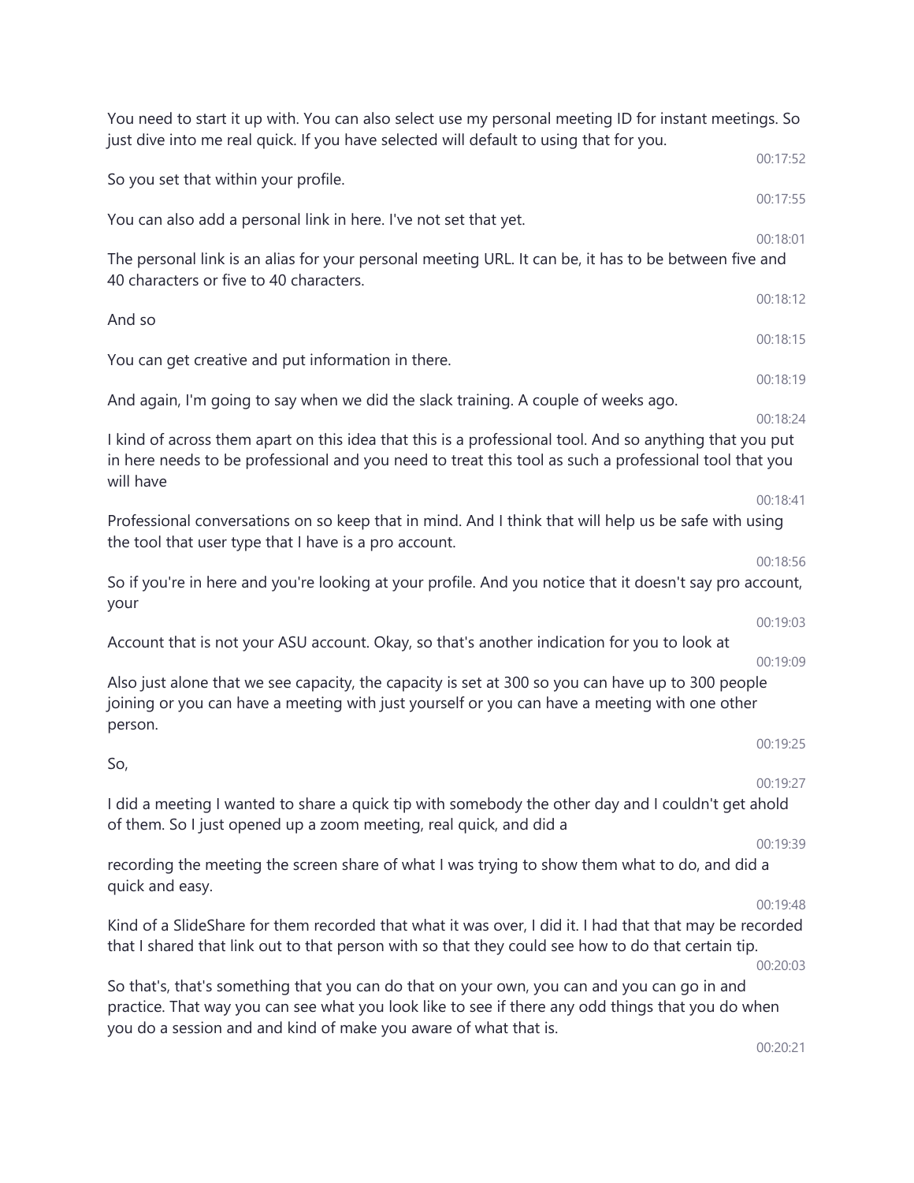You need to start it up with. You can also select use my personal meeting ID for instant meetings. So just dive into me real quick. If you have selected will default to using that for you.

00:17:52

So you set that within your profile.

00:17:55

You can also add a personal link in here. I've not set that yet.

00:18:01

The personal link is an alias for your personal meeting URL. It can be, it has to be between five and 40 characters or five to 40 characters.

00:18:12

And so

00:18:15

You can get creative and put information in there.

00:18:19

And again, I'm going to say when we did the slack training. A couple of weeks ago.

00:18:24

I kind of across them apart on this idea that this is a professional tool. And so anything that you put in here needs to be professional and you need to treat this tool as such a professional tool that you will have

00:18:41

Professional conversations on so keep that in mind. And I think that will help us be safe with using the tool that user type that I have is a pro account.

00:18:56

So if you're in here and you're looking at your profile. And you notice that it doesn't say pro account, your

00:19:03

Account that is not your ASU account. Okay, so that's another indication for you to look at

00:19:09

Also just alone that we see capacity, the capacity is set at 300 so you can have up to 300 people joining or you can have a meeting with just yourself or you can have a meeting with one other person.

00:19:25

So,

00:19:27

I did a meeting I wanted to share a quick tip with somebody the other day and I couldn't get ahold of them. So I just opened up a zoom meeting, real quick, and did a

00:19:39

recording the meeting the screen share of what I was trying to show them what to do, and did a quick and easy.

00:19:48

Kind of a SlideShare for them recorded that what it was over, I did it. I had that that may be recorded that I shared that link out to that person with so that they could see how to do that certain tip.

00:20:03

So that's, that's something that you can do that on your own, you can and you can go in and practice. That way you can see what you look like to see if there any odd things that you do when you do a session and and kind of make you aware of what that is.

00:20:21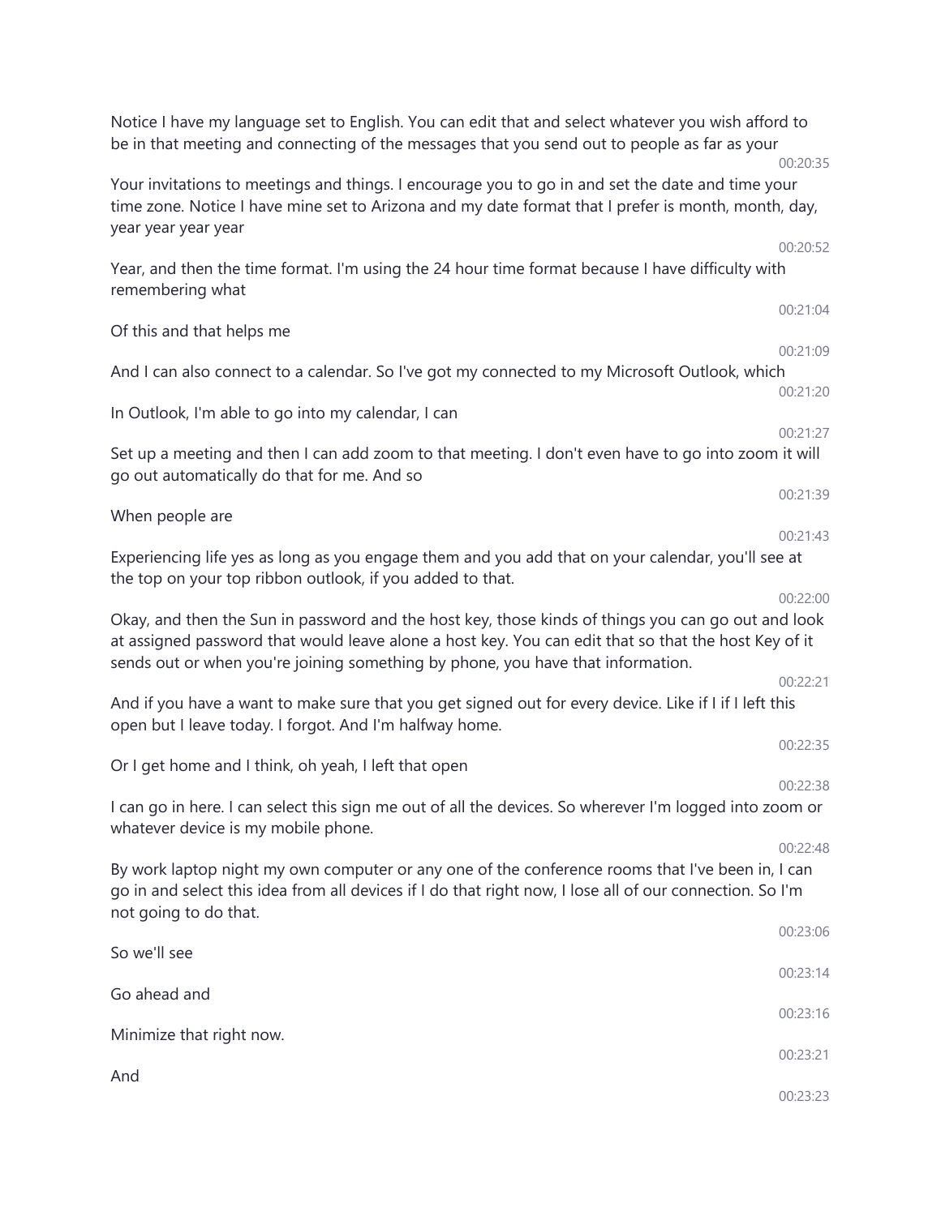Notice I have my language set to English. You can edit that and select whatever you wish afford to be in that meeting and connecting of the messages that you send out to people as far as your

00:20:35

Your invitations to meetings and things. I encourage you to go in and set the date and time your time zone. Notice I have mine set to Arizona and my date format that I prefer is month, month, day, year year year year

00:20:52

Year, and then the time format. I'm using the 24 hour time format because I have difficulty with remembering what

00:21:04

Of this and that helps me

00:21:09

And I can also connect to a calendar. So I've got my connected to my Microsoft Outlook, which

00:21:20

In Outlook, I'm able to go into my calendar, I can

00:21:27

Set up a meeting and then I can add zoom to that meeting. I don't even have to go into zoom it will go out automatically do that for me. And so

00:21:39

When people are

00:21:43

Experiencing life yes as long as you engage them and you add that on your calendar, you'll see at the top on your top ribbon outlook, if you added to that.

00:22:00

Okay, and then the Sun in password and the host key, those kinds of things you can go out and look at assigned password that would leave alone a host key. You can edit that so that the host Key of it sends out or when you're joining something by phone, you have that information.

00:22:21

And if you have a want to make sure that you get signed out for every device. Like if I if I left this open but I leave today. I forgot. And I'm halfway home.

00:22:35

Or I get home and I think, oh yeah, I left that open

00:22:38

I can go in here. I can select this sign me out of all the devices. So wherever I'm logged into zoom or whatever device is my mobile phone.

00:22:48

By work laptop night my own computer or any one of the conference rooms that I've been in, I can go in and select this idea from all devices if I do that right now, I lose all of our connection. So I'm not going to do that.

00:23:06

So we'll see

00:23:14

Go ahead and

00:23:16

Minimize that right now.

00:23:21

And

00:23:23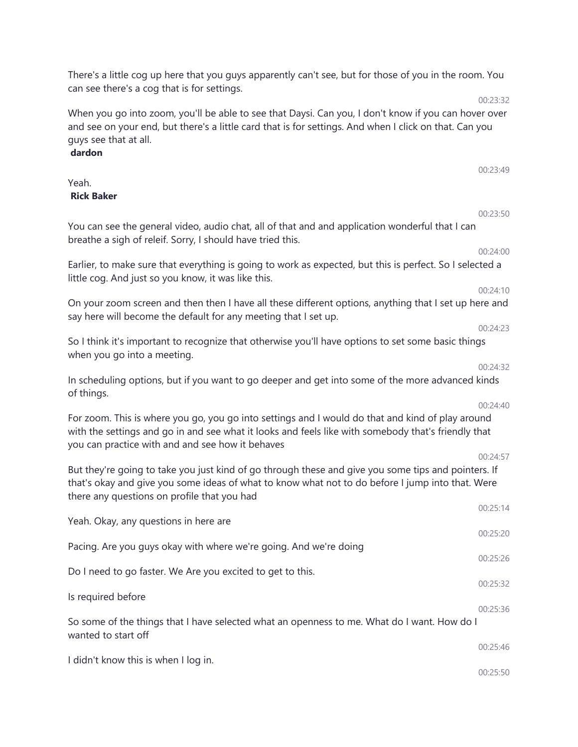There's a little cog up here that you guys apparently can't see, but for those of you in the room. You can see there's a cog that is for settings.

00:23:32

When you go into zoom, you'll be able to see that Daysi. Can you, I don't know if you can hover over and see on your end, but there's a little card that is for settings. And when I click on that. Can you guys see that at all.

**dardon**

00:23:49

Yeah.

**Rick Baker**

00:23:50

You can see the general video, audio chat, all of that and and application wonderful that I can breathe a sigh of releif. Sorry, I should have tried this.

00:24:00

Earlier, to make sure that everything is going to work as expected, but this is perfect. So I selected a little cog. And just so you know, it was like this.

00:24:10

On your zoom screen and then then I have all these different options, anything that I set up here and say here will become the default for any meeting that I set up.

00:24:23

So I think it's important to recognize that otherwise you'll have options to set some basic things when you go into a meeting.

00:24:32

In scheduling options, but if you want to go deeper and get into some of the more advanced kinds of things.

00:24:40

For zoom. This is where you go, you go into settings and I would do that and kind of play around with the settings and go in and see what it looks and feels like with somebody that's friendly that you can practice with and and see how it behaves

00:24:57

But they're going to take you just kind of go through these and give you some tips and pointers. If that's okay and give you some ideas of what to know what not to do before I jump into that. Were there any questions on profile that you had

00:25:14

Yeah. Okay, any questions in here are

00:25:20

Pacing. Are you guys okay with where we're going. And we're doing

00:25:26

Do I need to go faster. We Are you excited to get to this.

00:25:32

Is required before

00:25:36

So some of the things that I have selected what an openness to me. What do I want. How do I wanted to start off

00:25:46

I didn't know this is when I log in.

00:25:50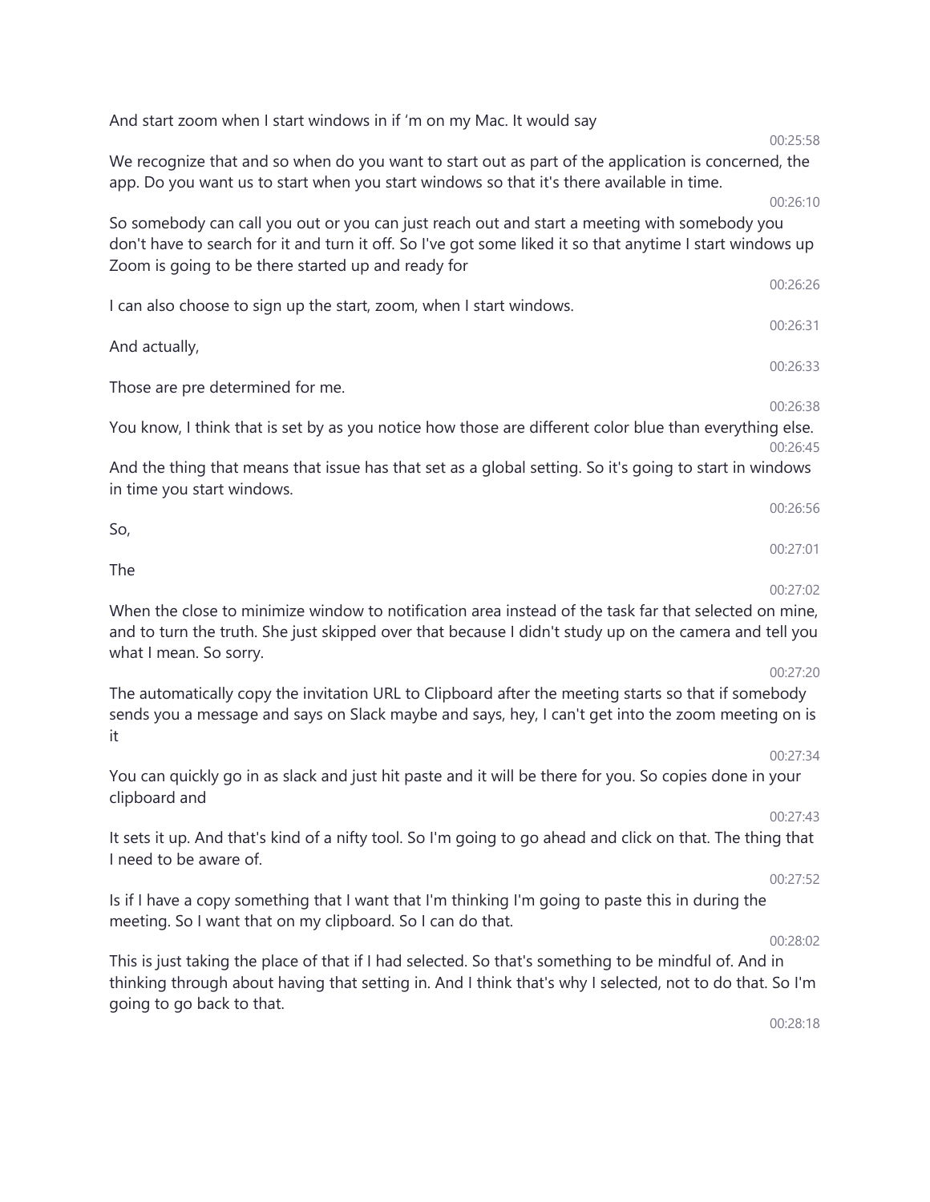And start zoom when I start windows in if 'm on my Mac. It would say

00:25:58

We recognize that and so when do you want to start out as part of the application is concerned, the app. Do you want us to start when you start windows so that it's there available in time.

00:26:10

So somebody can call you out or you can just reach out and start a meeting with somebody you don't have to search for it and turn it off. So I've got some liked it so that anytime I start windows up Zoom is going to be there started up and ready for

00:26:26

I can also choose to sign up the start, zoom, when I start windows.

00:26:31

And actually,

00:26:33

Those are pre determined for me.

00:26:38

You know, I think that is set by as you notice how those are different color blue than everything else.

00:26:45

And the thing that means that issue has that set as a global setting. So it's going to start in windows in time you start windows.

00:26:56

So,

00:27:01

The

00:27:02

When the close to minimize window to notification area instead of the task far that selected on mine, and to turn the truth. She just skipped over that because I didn't study up on the camera and tell you what I mean. So sorry.

00:27:20

The automatically copy the invitation URL to Clipboard after the meeting starts so that if somebody sends you a message and says on Slack maybe and says, hey, I can't get into the zoom meeting on is it

00:27:34

You can quickly go in as slack and just hit paste and it will be there for you. So copies done in your clipboard and

00:27:43

It sets it up. And that's kind of a nifty tool. So I'm going to go ahead and click on that. The thing that I need to be aware of.

00:27:52

Is if I have a copy something that I want that I'm thinking I'm going to paste this in during the meeting. So I want that on my clipboard. So I can do that.

00:28:02

This is just taking the place of that if I had selected. So that's something to be mindful of. And in thinking through about having that setting in. And I think that's why I selected, not to do that. So I'm going to go back to that.

00:28:18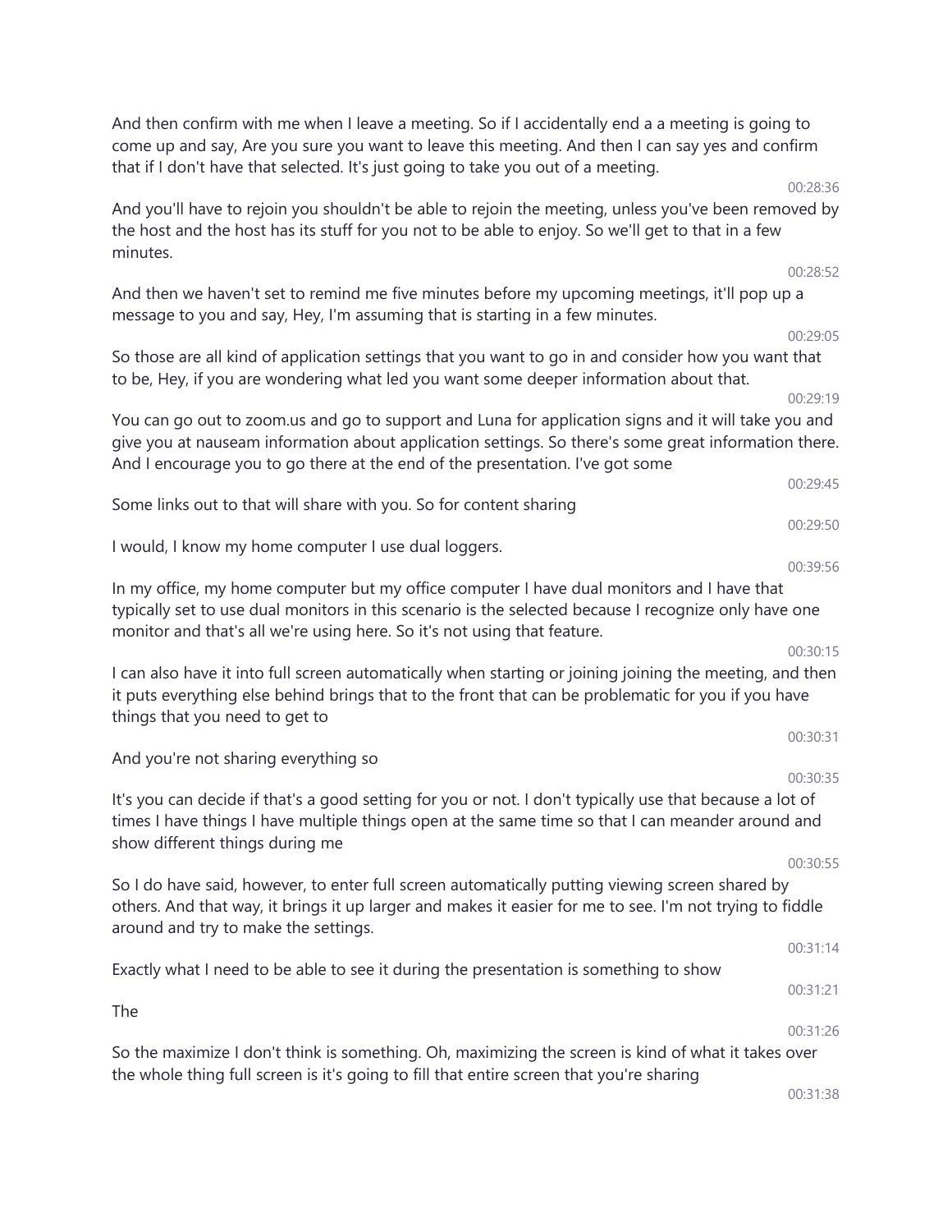And then confirm with me when I leave a meeting. So if I accidentally end a a meeting is going to come up and say, Are you sure you want to leave this meeting. And then I can say yes and confirm that if I don't have that selected. It's just going to take you out of a meeting.

00:28:36

And you'll have to rejoin you shouldn't be able to rejoin the meeting, unless you've been removed by the host and the host has its stuff for you not to be able to enjoy. So we'll get to that in a few minutes.

00:28:52

And then we haven't set to remind me five minutes before my upcoming meetings, it'll pop up a message to you and say, Hey, I'm assuming that is starting in a few minutes.

00:29:05

So those are all kind of application settings that you want to go in and consider how you want that to be, Hey, if you are wondering what led you want some deeper information about that.

00:29:19

You can go out to zoom.us and go to support and Luna for application signs and it will take you and give you at nauseam information about application settings. So there's some great information there. And I encourage you to go there at the end of the presentation. I've got some

00:29:45

Some links out to that will share with you. So for content sharing

00:29:50

I would, I know my home computer I use dual loggers.

00:39:56

In my office, my home computer but my office computer I have dual monitors and I have that typically set to use dual monitors in this scenario is the selected because I recognize only have one monitor and that's all we're using here. So it's not using that feature.

00:30:15

I can also have it into full screen automatically when starting or joining joining the meeting, and then it puts everything else behind brings that to the front that can be problematic for you if you have things that you need to get to

00:30:31

And you're not sharing everything so

00:30:35

It's you can decide if that's a good setting for you or not. I don't typically use that because a lot of times I have things I have multiple things open at the same time so that I can meander around and show different things during me

00:30:55

So I do have said, however, to enter full screen automatically putting viewing screen shared by others. And that way, it brings it up larger and makes it easier for me to see. I'm not trying to fiddle around and try to make the settings.

00:31:14

Exactly what I need to be able to see it during the presentation is something to show

00:31:21

The

00:31:26

So the maximize I don't think is something. Oh, maximizing the screen is kind of what it takes over the whole thing full screen is it's going to fill that entire screen that you're sharing

00:31:38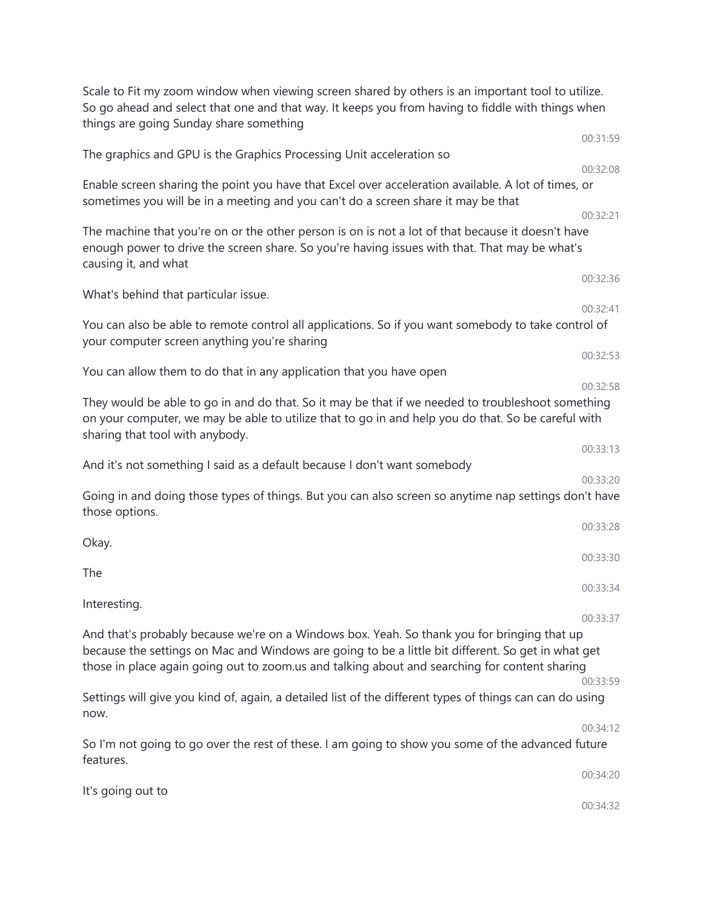Scale to Fit my zoom window when viewing screen shared by others is an important tool to utilize. So go ahead and select that one and that way. It keeps you from having to fiddle with things when things are going Sunday share something

00:31:59

The graphics and GPU is the Graphics Processing Unit acceleration so

00:32:08

Enable screen sharing the point you have that Excel over acceleration available. A lot of times, or sometimes you will be in a meeting and you can't do a screen share it may be that

00:32:21

The machine that you're on or the other person is on is not a lot of that because it doesn't have enough power to drive the screen share. So you're having issues with that. That may be what's causing it, and what

00:32:36

What's behind that particular issue.

00:32:41

You can also be able to remote control all applications. So if you want somebody to take control of your computer screen anything you're sharing

00:32:53

You can allow them to do that in any application that you have open

00:32:58

They would be able to go in and do that. So it may be that if we needed to troubleshoot something on your computer, we may be able to utilize that to go in and help you do that. So be careful with sharing that tool with anybody.

00:33:13

And it's not something I said as a default because I don't want somebody

00:33:20

Going in and doing those types of things. But you can also screen so anytime nap settings don't have those options.

00:33:28

Okay.

00:33:30

The

00:33:34

Interesting.

00:33:37

And that's probably because we're on a Windows box. Yeah. So thank you for bringing that up because the settings on Mac and Windows are going to be a little bit different. So get in what get those in place again going out to zoom.us and talking about and searching for content sharing

00:33:59

Settings will give you kind of, again, a detailed list of the different types of things can can do using now.

00:34:12

So I'm not going to go over the rest of these. I am going to show you some of the advanced future features.

00:34:20

It's going out to

00:34:32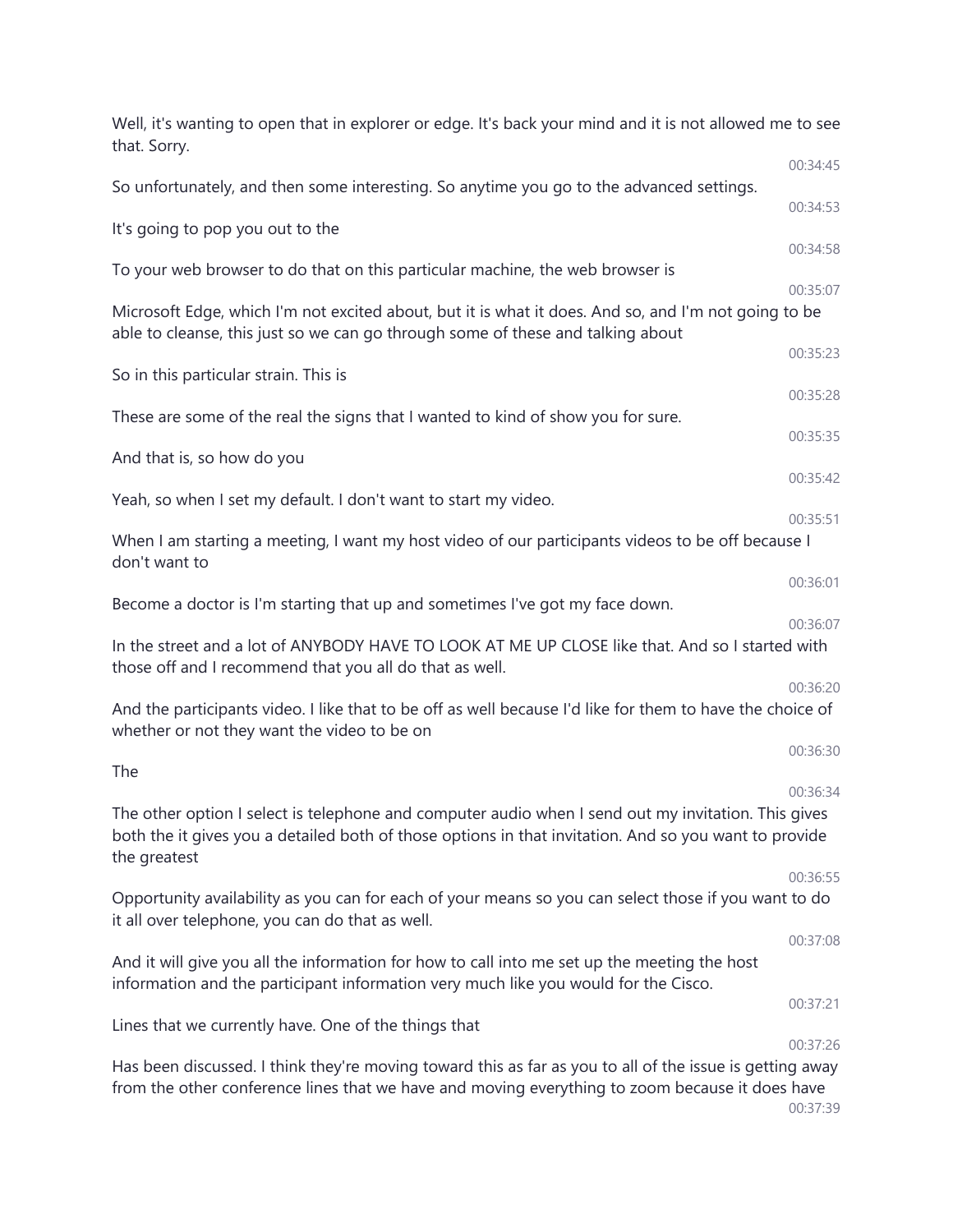Well, it's wanting to open that in explorer or edge. It's back your mind and it is not allowed me to see that. Sorry.

00:34:45

So unfortunately, and then some interesting. So anytime you go to the advanced settings.

00:34:53

It's going to pop you out to the

00:34:58

To your web browser to do that on this particular machine, the web browser is

00:35:07

Microsoft Edge, which I'm not excited about, but it is what it does. And so, and I'm not going to be able to cleanse, this just so we can go through some of these and talking about

00:35:23

So in this particular strain. This is

00:35:28

These are some of the real the signs that I wanted to kind of show you for sure.

00:35:35

And that is, so how do you

00:35:42

Yeah, so when I set my default. I don't want to start my video.

00:35:51

When I am starting a meeting, I want my host video of our participants videos to be off because I don't want to

00:36:01

Become a doctor is I'm starting that up and sometimes I've got my face down.

00:36:07

In the street and a lot of ANYBODY HAVE TO LOOK AT ME UP CLOSE like that. And so I started with those off and I recommend that you all do that as well.

00:36:20

And the participants video. I like that to be off as well because I'd like for them to have the choice of whether or not they want the video to be on

00:36:30

The

00:36:34

The other option I select is telephone and computer audio when I send out my invitation. This gives both the it gives you a detailed both of those options in that invitation. And so you want to provide the greatest

00:36:55

Opportunity availability as you can for each of your means so you can select those if you want to do it all over telephone, you can do that as well.

00:37:08

And it will give you all the information for how to call into me set up the meeting the host information and the participant information very much like you would for the Cisco.

00:37:21

Lines that we currently have. One of the things that

00:37:26

Has been discussed. I think they're moving toward this as far as you to all of the issue is getting away from the other conference lines that we have and moving everything to zoom because it does have

00:37:39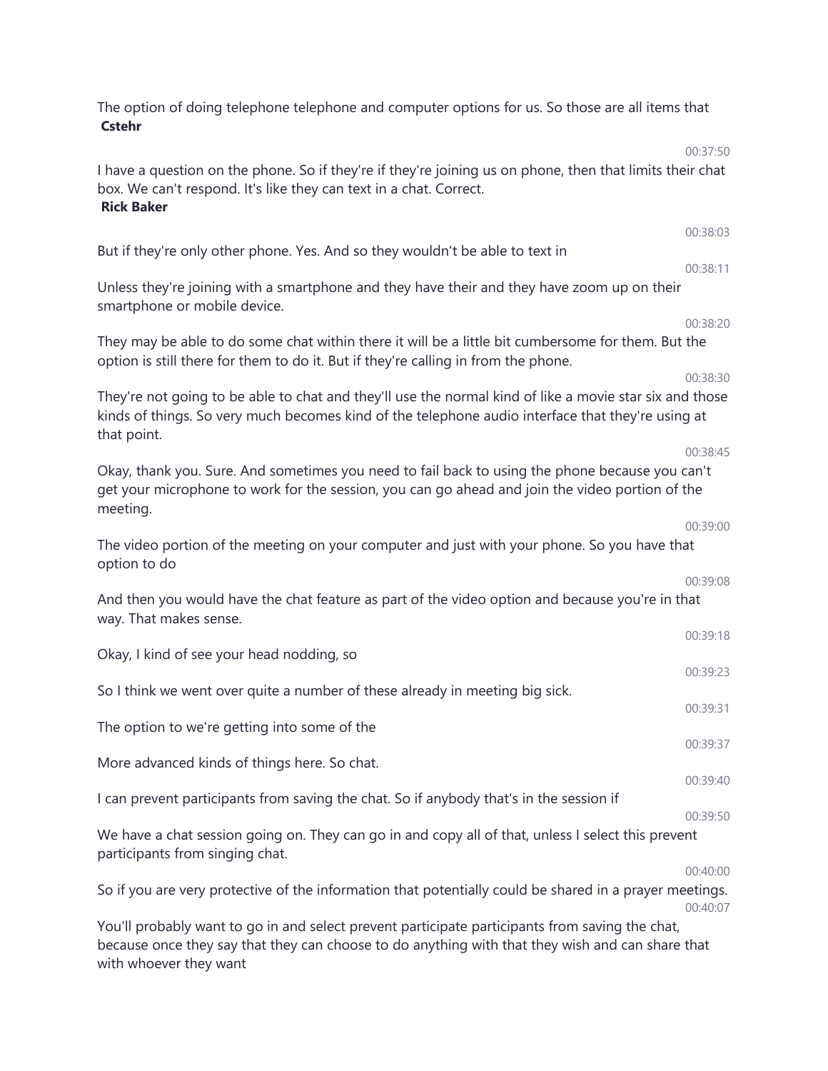The option of doing telephone telephone and computer options for us. So those are all items that
**Cstehr**

00:37:50

I have a question on the phone. So if they're if they're joining us on phone, then that limits their chat box. We can't respond. It's like they can text in a chat. Correct.
**Rick Baker**

00:38:03

But if they're only other phone. Yes. And so they wouldn't be able to text in

00:38:11

Unless they're joining with a smartphone and they have their and they have zoom up on their smartphone or mobile device.

00:38:20

They may be able to do some chat within there it will be a little bit cumbersome for them. But the option is still there for them to do it. But if they're calling in from the phone.

00:38:30

They're not going to be able to chat and they'll use the normal kind of like a movie star six and those kinds of things. So very much becomes kind of the telephone audio interface that they're using at that point.

00:38:45

Okay, thank you. Sure. And sometimes you need to fail back to using the phone because you can't get your microphone to work for the session, you can go ahead and join the video portion of the meeting.

00:39:00

The video portion of the meeting on your computer and just with your phone. So you have that option to do

00:39:08

And then you would have the chat feature as part of the video option and because you're in that way. That makes sense.

00:39:18

Okay, I kind of see your head nodding, so

00:39:23

So I think we went over quite a number of these already in meeting big sick.

00:39:31

The option to we're getting into some of the

00:39:37

More advanced kinds of things here. So chat.

00:39:40

I can prevent participants from saving the chat. So if anybody that's in the session if

00:39:50

We have a chat session going on. They can go in and copy all of that, unless I select this prevent participants from singing chat.

00:40:00

So if you are very protective of the information that potentially could be shared in a prayer meetings.

00:40:07

You'll probably want to go in and select prevent participate participants from saving the chat, because once they say that they can choose to do anything with that they wish and can share that with whoever they want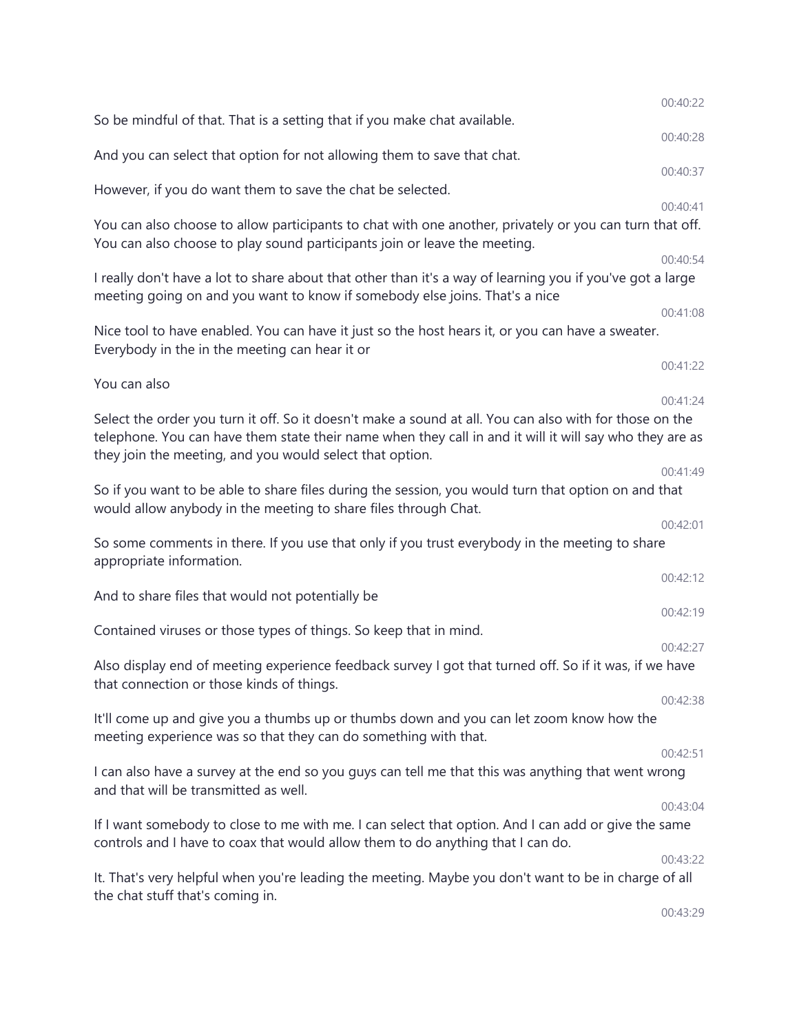00:40:22

So be mindful of that. That is a setting that if you make chat available.

00:40:28

And you can select that option for not allowing them to save that chat.

00:40:37

However, if you do want them to save the chat be selected.

00:40:41

You can also choose to allow participants to chat with one another, privately or you can turn that off. You can also choose to play sound participants join or leave the meeting.

00:40:54

I really don't have a lot to share about that other than it's a way of learning you if you've got a large meeting going on and you want to know if somebody else joins. That's a nice

00:41:08

Nice tool to have enabled. You can have it just so the host hears it, or you can have a sweater. Everybody in the in the meeting can hear it or

00:41:22

You can also

00:41:24

Select the order you turn it off. So it doesn't make a sound at all. You can also with for those on the telephone. You can have them state their name when they call in and it will it will say who they are as they join the meeting, and you would select that option.

00:41:49

So if you want to be able to share files during the session, you would turn that option on and that would allow anybody in the meeting to share files through Chat.

00:42:01

So some comments in there. If you use that only if you trust everybody in the meeting to share appropriate information.

00:42:12

And to share files that would not potentially be

00:42:19

Contained viruses or those types of things. So keep that in mind.

00:42:27

Also display end of meeting experience feedback survey I got that turned off. So if it was, if we have that connection or those kinds of things.

00:42:38

It'll come up and give you a thumbs up or thumbs down and you can let zoom know how the meeting experience was so that they can do something with that.

00:42:51

I can also have a survey at the end so you guys can tell me that this was anything that went wrong and that will be transmitted as well.

00:43:04

If I want somebody to close to me with me. I can select that option. And I can add or give the same controls and I have to coax that would allow them to do anything that I can do.

00:43:22

It. That's very helpful when you're leading the meeting. Maybe you don't want to be in charge of all the chat stuff that's coming in.

00:43:29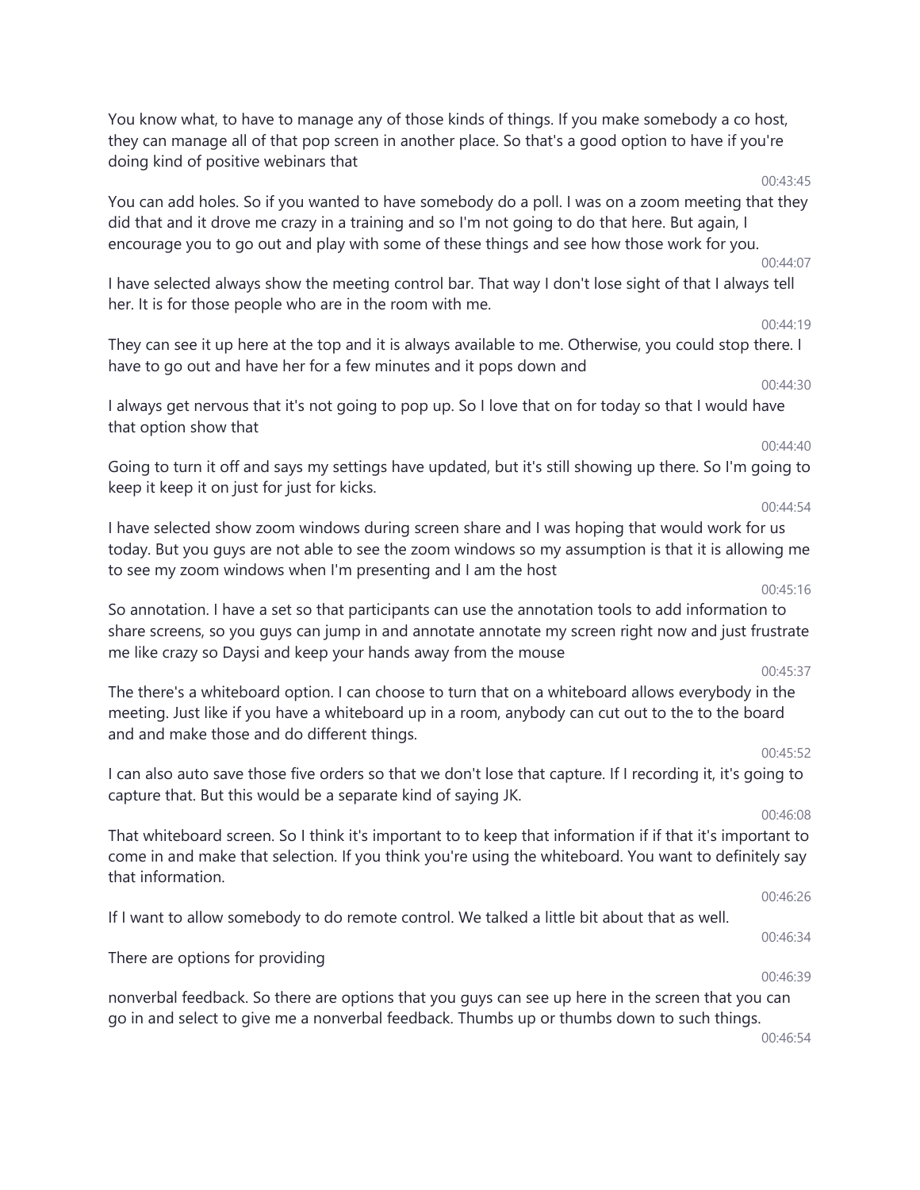You know what, to have to manage any of those kinds of things. If you make somebody a co host, they can manage all of that pop screen in another place. So that's a good option to have if you're doing kind of positive webinars that

00:43:45

You can add holes. So if you wanted to have somebody do a poll. I was on a zoom meeting that they did that and it drove me crazy in a training and so I'm not going to do that here. But again, I encourage you to go out and play with some of these things and see how those work for you.

00:44:07

I have selected always show the meeting control bar. That way I don't lose sight of that I always tell her. It is for those people who are in the room with me.

00:44:19

They can see it up here at the top and it is always available to me. Otherwise, you could stop there. I have to go out and have her for a few minutes and it pops down and

00:44:30

I always get nervous that it's not going to pop up. So I love that on for today so that I would have that option show that

00:44:40

Going to turn it off and says my settings have updated, but it's still showing up there. So I'm going to keep it keep it on just for just for kicks.

00:44:54

I have selected show zoom windows during screen share and I was hoping that would work for us today. But you guys are not able to see the zoom windows so my assumption is that it is allowing me to see my zoom windows when I'm presenting and I am the host

00:45:16

So annotation. I have a set so that participants can use the annotation tools to add information to share screens, so you guys can jump in and annotate annotate my screen right now and just frustrate me like crazy so Daysi and keep your hands away from the mouse

00:45:37

The there's a whiteboard option. I can choose to turn that on a whiteboard allows everybody in the meeting. Just like if you have a whiteboard up in a room, anybody can cut out to the to the board and and make those and do different things.

00:45:52

I can also auto save those five orders so that we don't lose that capture. If I recording it, it's going to capture that. But this would be a separate kind of saying JK.

00:46:08

That whiteboard screen. So I think it's important to to keep that information if if that it's important to come in and make that selection. If you think you're using the whiteboard. You want to definitely say that information.

00:46:26

If I want to allow somebody to do remote control. We talked a little bit about that as well.

00:46:34

There are options for providing

00:46:39

nonverbal feedback. So there are options that you guys can see up here in the screen that you can go in and select to give me a nonverbal feedback. Thumbs up or thumbs down to such things.

00:46:54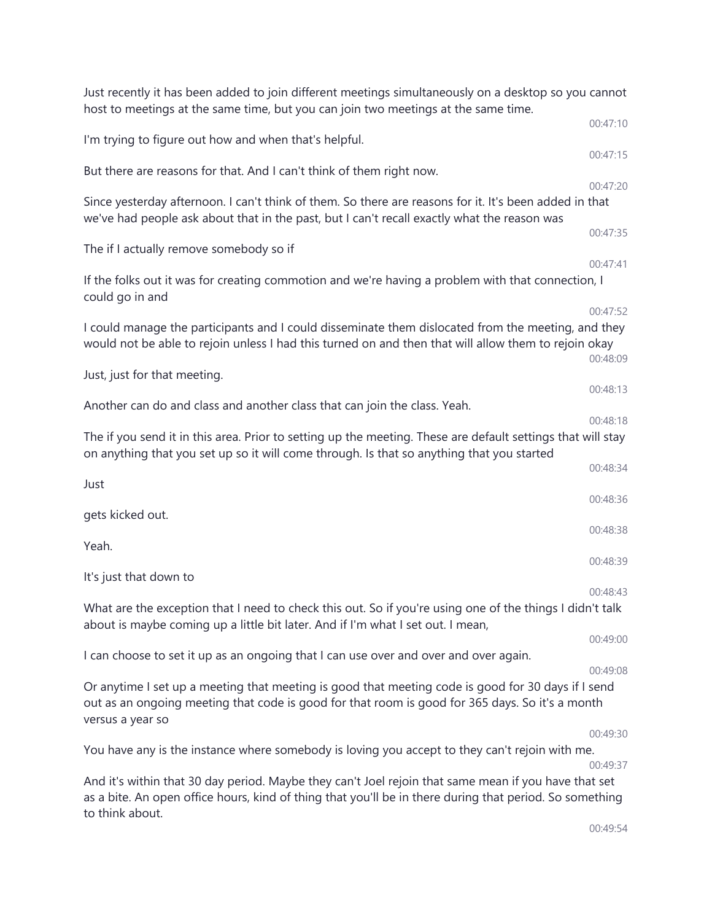Just recently it has been added to join different meetings simultaneously on a desktop so you cannot host to meetings at the same time, but you can join two meetings at the same time.

00:47:10

I'm trying to figure out how and when that's helpful.

00:47:15

But there are reasons for that. And I can't think of them right now.

00:47:20

Since yesterday afternoon. I can't think of them. So there are reasons for it. It's been added in that we've had people ask about that in the past, but I can't recall exactly what the reason was

00:47:35

The if I actually remove somebody so if

00:47:41

If the folks out it was for creating commotion and we're having a problem with that connection, I could go in and

00:47:52

I could manage the participants and I could disseminate them dislocated from the meeting, and they would not be able to rejoin unless I had this turned on and then that will allow them to rejoin okay

00:48:09

Just, just for that meeting.

00:48:13

Another can do and class and another class that can join the class. Yeah.

00:48:18

The if you send it in this area. Prior to setting up the meeting. These are default settings that will stay on anything that you set up so it will come through. Is that so anything that you started

00:48:34

Just

00:48:36

gets kicked out.

00:48:38

Yeah.

00:48:39

It's just that down to

00:48:43

What are the exception that I need to check this out. So if you're using one of the things I didn't talk about is maybe coming up a little bit later. And if I'm what I set out. I mean,

00:49:00

I can choose to set it up as an ongoing that I can use over and over and over again.

00:49:08

Or anytime I set up a meeting that meeting is good that meeting code is good for 30 days if I send out as an ongoing meeting that code is good for that room is good for 365 days. So it's a month versus a year so

00:49:30

You have any is the instance where somebody is loving you accept to they can't rejoin with me.

00:49:37

And it's within that 30 day period. Maybe they can't Joel rejoin that same mean if you have that set as a bite. An open office hours, kind of thing that you'll be in there during that period. So something to think about.

00:49:54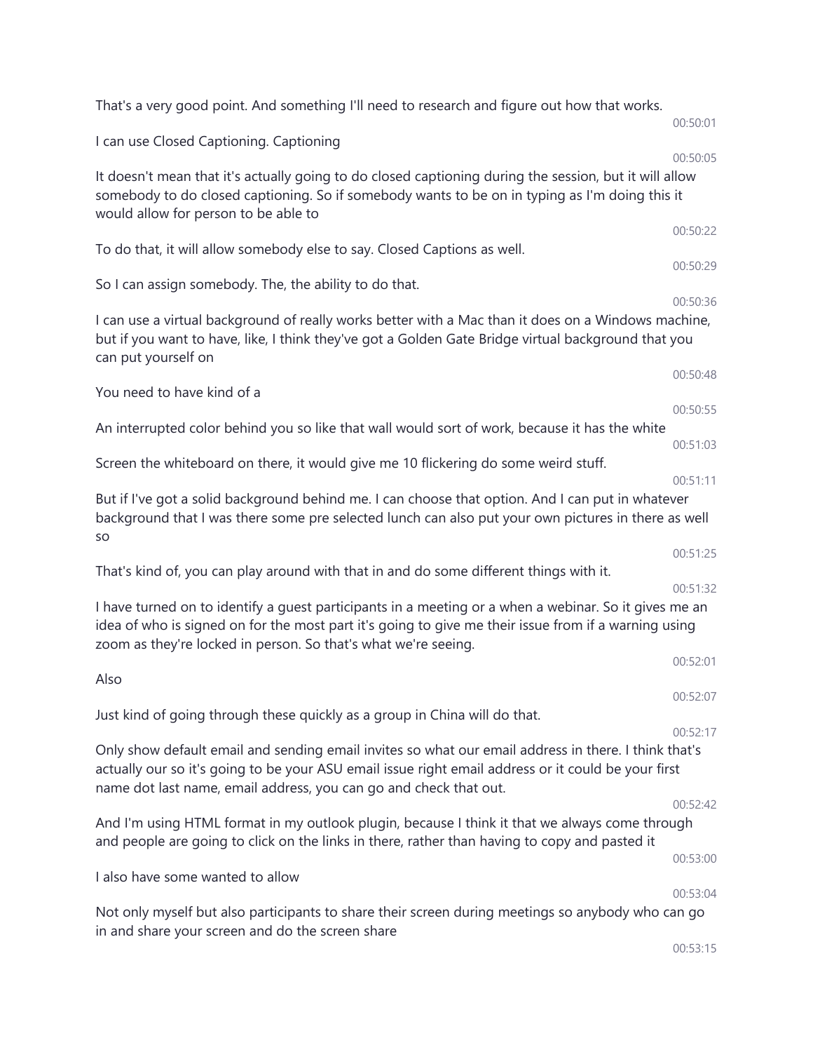That's a very good point. And something I'll need to research and figure out how that works.

00:50:01

I can use Closed Captioning. Captioning

00:50:05

It doesn't mean that it's actually going to do closed captioning during the session, but it will allow somebody to do closed captioning. So if somebody wants to be on in typing as I'm doing this it would allow for person to be able to

00:50:22

To do that, it will allow somebody else to say. Closed Captions as well.

00:50:29

So I can assign somebody. The, the ability to do that.

00:50:36

I can use a virtual background of really works better with a Mac than it does on a Windows machine, but if you want to have, like, I think they've got a Golden Gate Bridge virtual background that you can put yourself on

00:50:48

You need to have kind of a

00:50:55

An interrupted color behind you so like that wall would sort of work, because it has the white

00:51:03

Screen the whiteboard on there, it would give me 10 flickering do some weird stuff.

00:51:11

But if I've got a solid background behind me. I can choose that option. And I can put in whatever background that I was there some pre selected lunch can also put your own pictures in there as well so

00:51:25

That's kind of, you can play around with that in and do some different things with it.

00:51:32

I have turned on to identify a guest participants in a meeting or a when a webinar. So it gives me an idea of who is signed on for the most part it's going to give me their issue from if a warning using zoom as they're locked in person. So that's what we're seeing.

00:52:01

Also

00:52:07

Just kind of going through these quickly as a group in China will do that.

00:52:17

Only show default email and sending email invites so what our email address in there. I think that's actually our so it's going to be your ASU email issue right email address or it could be your first name dot last name, email address, you can go and check that out.

00:52:42

And I'm using HTML format in my outlook plugin, because I think it that we always come through and people are going to click on the links in there, rather than having to copy and pasted it

00:53:00

I also have some wanted to allow

00:53:04

Not only myself but also participants to share their screen during meetings so anybody who can go in and share your screen and do the screen share

00:53:15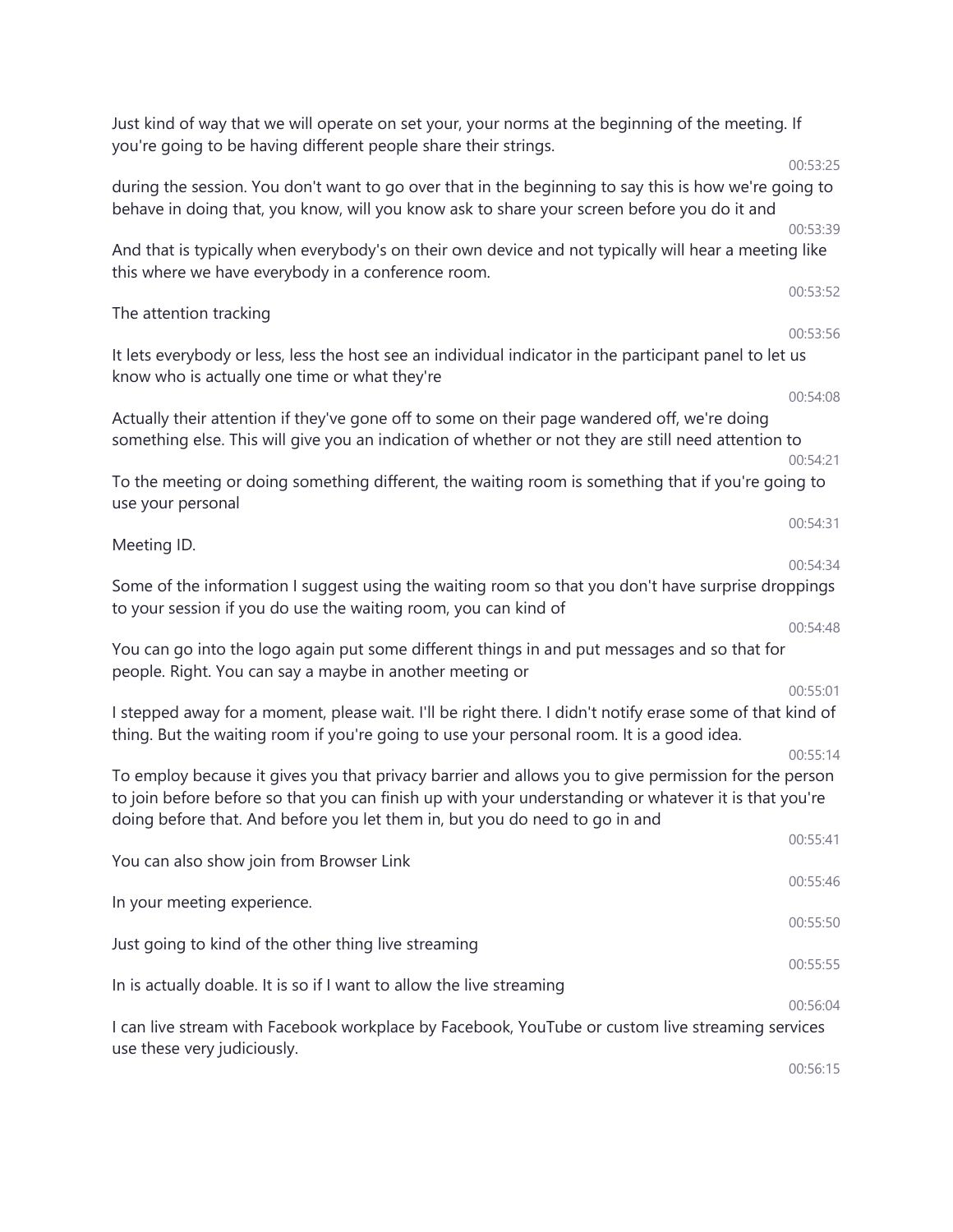Just kind of way that we will operate on set your, your norms at the beginning of the meeting. If you're going to be having different people share their strings.

00:53:25

during the session. You don't want to go over that in the beginning to say this is how we're going to behave in doing that, you know, will you know ask to share your screen before you do it and

00:53:39

And that is typically when everybody's on their own device and not typically will hear a meeting like this where we have everybody in a conference room.

00:53:52

The attention tracking

00:53:56

It lets everybody or less, less the host see an individual indicator in the participant panel to let us know who is actually one time or what they're

00:54:08

Actually their attention if they've gone off to some on their page wandered off, we're doing something else. This will give you an indication of whether or not they are still need attention to

00:54:21

To the meeting or doing something different, the waiting room is something that if you're going to use your personal

00:54:31

Meeting ID.

00:54:34

Some of the information I suggest using the waiting room so that you don't have surprise droppings to your session if you do use the waiting room, you can kind of

00:54:48

You can go into the logo again put some different things in and put messages and so that for people. Right. You can say a maybe in another meeting or

00:55:01

I stepped away for a moment, please wait. I'll be right there. I didn't notify erase some of that kind of thing. But the waiting room if you're going to use your personal room. It is a good idea.

00:55:14

To employ because it gives you that privacy barrier and allows you to give permission for the person to join before before so that you can finish up with your understanding or whatever it is that you're doing before that. And before you let them in, but you do need to go in and

00:55:41

You can also show join from Browser Link

00:55:46

In your meeting experience.

00:55:50

Just going to kind of the other thing live streaming

00:55:55

In is actually doable. It is so if I want to allow the live streaming

00:56:04

I can live stream with Facebook workplace by Facebook, YouTube or custom live streaming services use these very judiciously.

00:56:15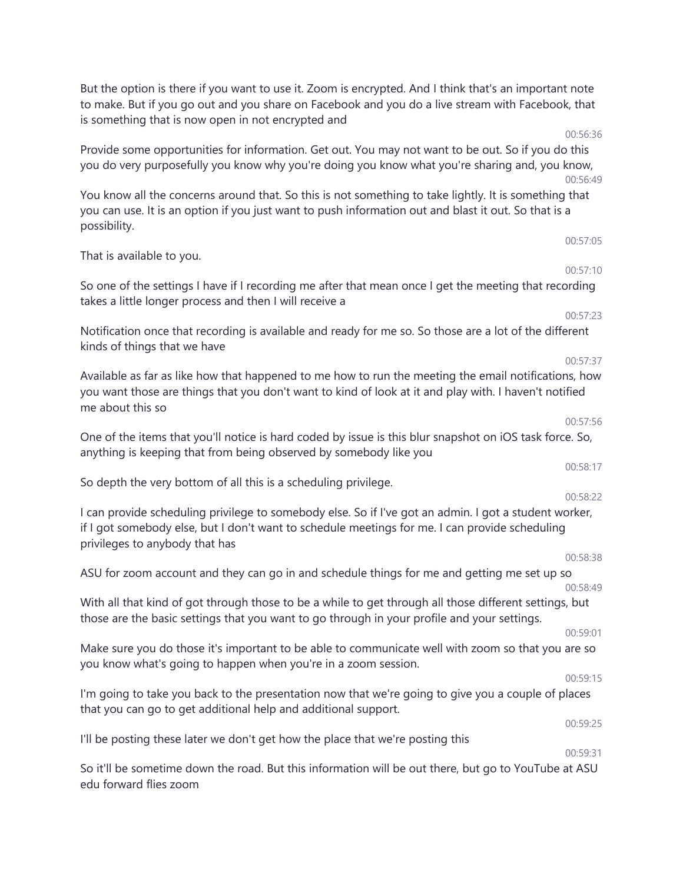But the option is there if you want to use it. Zoom is encrypted. And I think that's an important note to make. But if you go out and you share on Facebook and you do a live stream with Facebook, that is something that is now open in not encrypted and

00:56:36

Provide some opportunities for information. Get out. You may not want to be out. So if you do this you do very purposefully you know why you're doing you know what you're sharing and, you know,

00:56:49

You know all the concerns around that. So this is not something to take lightly. It is something that you can use. It is an option if you just want to push information out and blast it out. So that is a possibility.

00:57:05

That is available to you.

00:57:10

So one of the settings I have if I recording me after that mean once I get the meeting that recording takes a little longer process and then I will receive a

00:57:23

Notification once that recording is available and ready for me so. So those are a lot of the different kinds of things that we have

00:57:37

Available as far as like how that happened to me how to run the meeting the email notifications, how you want those are things that you don't want to kind of look at it and play with. I haven't notified me about this so

00:57:56

One of the items that you'll notice is hard coded by issue is this blur snapshot on iOS task force. So, anything is keeping that from being observed by somebody like you

00:58:17

So depth the very bottom of all this is a scheduling privilege.

00:58:22

I can provide scheduling privilege to somebody else. So if I've got an admin. I got a student worker, if I got somebody else, but I don't want to schedule meetings for me. I can provide scheduling privileges to anybody that has

00:58:38

ASU for zoom account and they can go in and schedule things for me and getting me set up so

00:58:49

With all that kind of got through those to be a while to get through all those different settings, but those are the basic settings that you want to go through in your profile and your settings.

00:59:01

Make sure you do those it's important to be able to communicate well with zoom so that you are so you know what's going to happen when you're in a zoom session.

00:59:15

I'm going to take you back to the presentation now that we're going to give you a couple of places that you can go to get additional help and additional support.

00:59:25

I'll be posting these later we don't get how the place that we're posting this

00:59:31

So it'll be sometime down the road. But this information will be out there, but go to YouTube at ASU edu forward flies zoom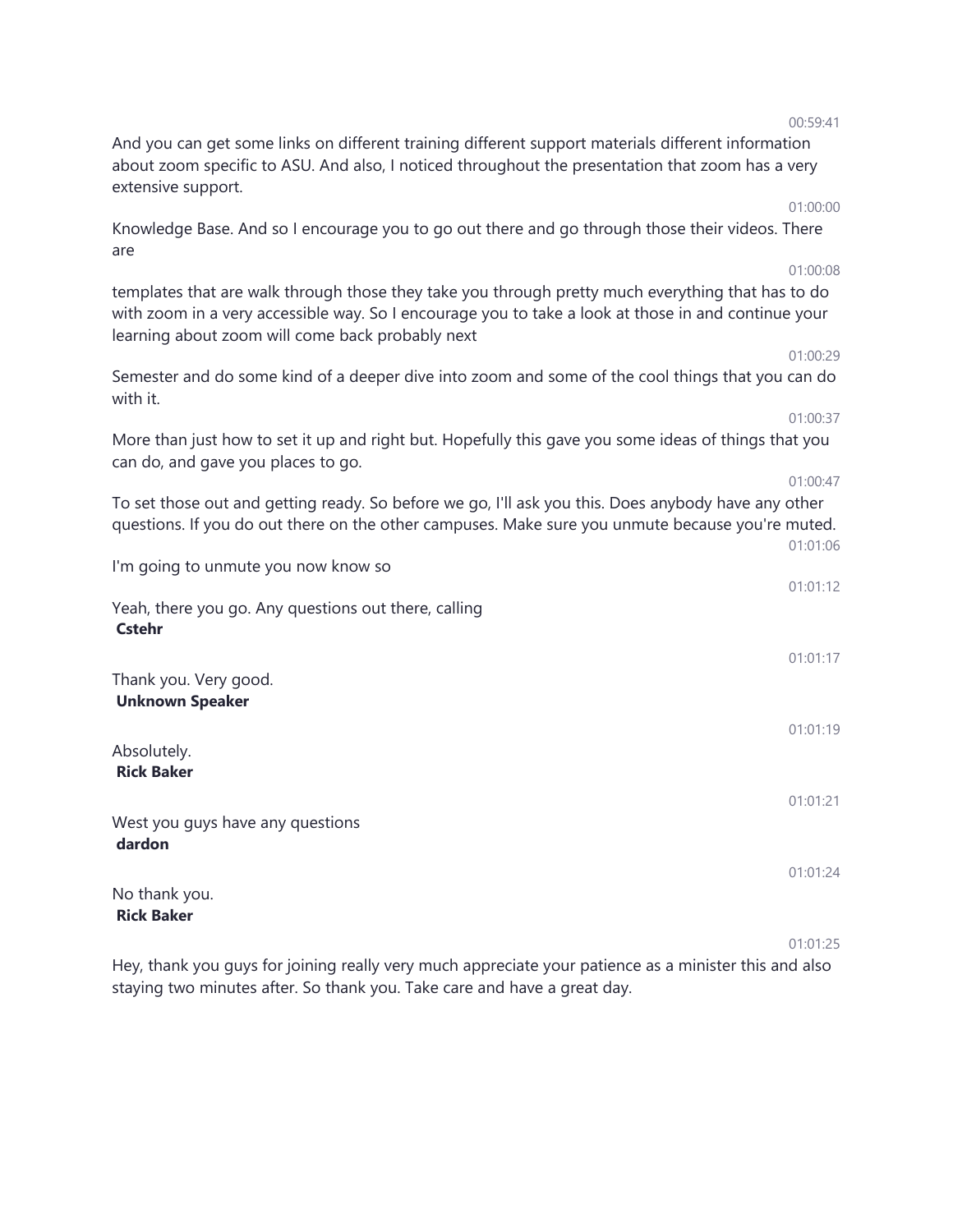00:59:41

And you can get some links on different training different support materials different information about zoom specific to ASU. And also, I noticed throughout the presentation that zoom has a very extensive support.

01:00:00

Knowledge Base. And so I encourage you to go out there and go through those their videos. There are

01:00:08

templates that are walk through those they take you through pretty much everything that has to do with zoom in a very accessible way. So I encourage you to take a look at those in and continue your learning about zoom will come back probably next

01:00:29

Semester and do some kind of a deeper dive into zoom and some of the cool things that you can do with it.

01:00:37

More than just how to set it up and right but. Hopefully this gave you some ideas of things that you can do, and gave you places to go.

01:00:47

To set those out and getting ready. So before we go, I'll ask you this. Does anybody have any other questions. If you do out there on the other campuses. Make sure you unmute because you're muted.

01:01:06

I'm going to unmute you now know so

01:01:12

Yeah, there you go. Any questions out there, calling

**Cstehr**

01:01:17

Thank you. Very good.

**Unknown Speaker**

01:01:19

Absolutely.

**Rick Baker**

01:01:21

West you guys have any questions

**dardon**

01:01:24

No thank you.

**Rick Baker**

01:01:25

Hey, thank you guys for joining really very much appreciate your patience as a minister this and also staying two minutes after. So thank you. Take care and have a great day.